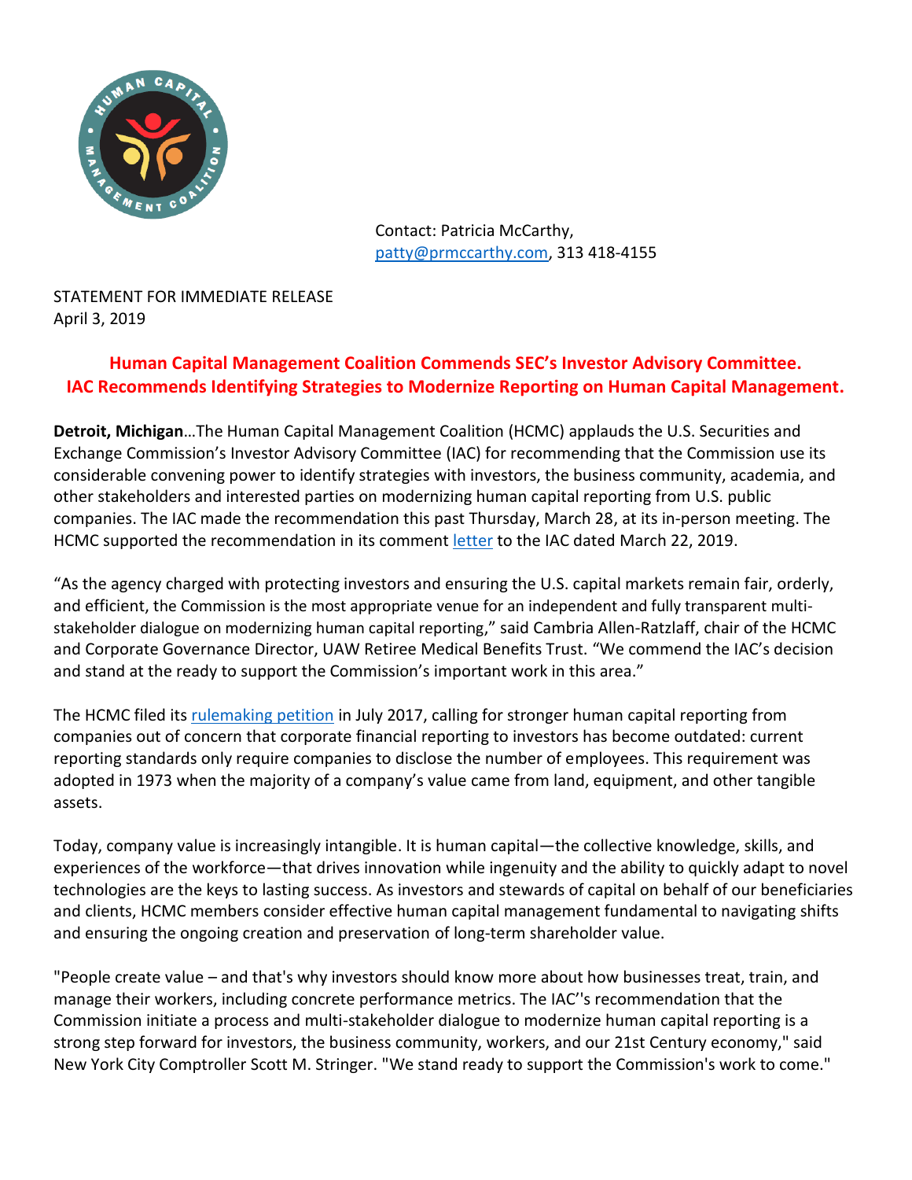Contact: Patricia McCarthy,
patty@prmccarthy.com, 313 418-4155

STATEMENT FOR IMMEDIATE RELEASE
April 3, 2019

## Human Capital Management Coalition Commends SEC's Investor Advisory Committee. IAC Recommends Identifying Strategies to Modernize Reporting on Human Capital Management.

**Detroit, Michigan**…The Human Capital Management Coalition (HCMC) applauds the U.S. Securities and Exchange Commission's Investor Advisory Committee (IAC) for recommending that the Commission use its considerable convening power to identify strategies with investors, the business community, academia, and other stakeholders and interested parties on modernizing human capital reporting from U.S. public companies. The IAC made the recommendation this past Thursday, March 28, at its in-person meeting. The HCMC supported the recommendation in its comment letter to the IAC dated March 22, 2019.

"As the agency charged with protecting investors and ensuring the U.S. capital markets remain fair, orderly, and efficient, the Commission is the most appropriate venue for an independent and fully transparent multi-stakeholder dialogue on modernizing human capital reporting," said Cambria Allen-Ratzlaff, chair of the HCMC and Corporate Governance Director, UAW Retiree Medical Benefits Trust. "We commend the IAC's decision and stand at the ready to support the Commission's important work in this area."

The HCMC filed its rulemaking petition in July 2017, calling for stronger human capital reporting from companies out of concern that corporate financial reporting to investors has become outdated: current reporting standards only require companies to disclose the number of employees. This requirement was adopted in 1973 when the majority of a company's value came from land, equipment, and other tangible assets.

Today, company value is increasingly intangible. It is human capital—the collective knowledge, skills, and experiences of the workforce—that drives innovation while ingenuity and the ability to quickly adapt to novel technologies are the keys to lasting success. As investors and stewards of capital on behalf of our beneficiaries and clients, HCMC members consider effective human capital management fundamental to navigating shifts and ensuring the ongoing creation and preservation of long-term shareholder value.

"People create value – and that's why investors should know more about how businesses treat, train, and manage their workers, including concrete performance metrics. The IAC''s recommendation that the Commission initiate a process and multi-stakeholder dialogue to modernize human capital reporting is a strong step forward for investors, the business community, workers, and our 21st Century economy," said New York City Comptroller Scott M. Stringer. "We stand ready to support the Commission's work to come."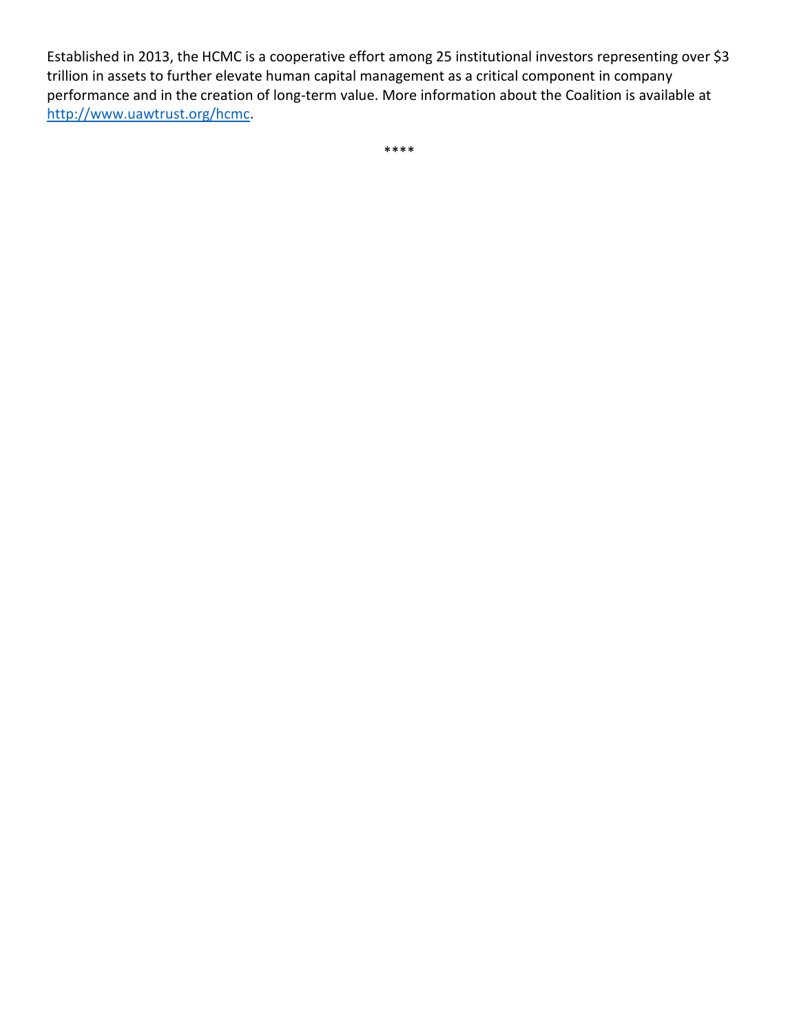Established in 2013, the HCMC is a cooperative effort among 25 institutional investors representing over $3 trillion in assets to further elevate human capital management as a critical component in company performance and in the creation of long-term value. More information about the Coalition is available at [http://www.uawtrust.org/hcmc](http://www.uawtrust.org/hcmc).

****